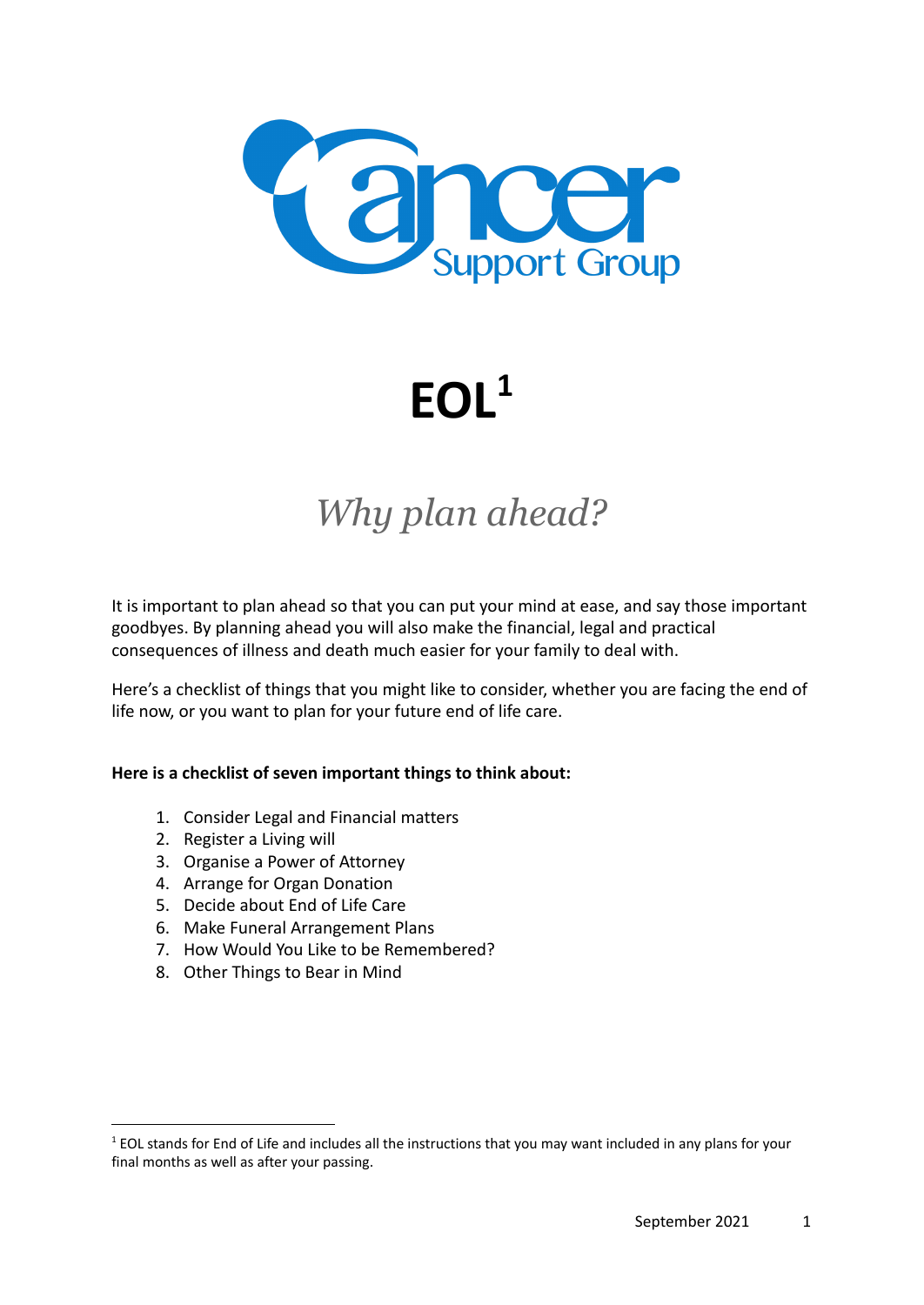Cancer Support Group

# EOL[1]

## *Why plan ahead?*

It is important to plan ahead so that you can put your mind at ease, and say those important goodbyes. By planning ahead you will also make the financial, legal and practical consequences of illness and death much easier for your family to deal with.

Here's a checklist of things that you might like to consider, whether you are facing the end of life now, or you want to plan for your future end of life care.

**Here is a checklist of seven important things to think about:**

1. Consider Legal and Financial matters
2. Register a Living will
3. Organise a Power of Attorney
4. Arrange for Organ Donation
5. Decide about End of Life Care
6. Make Funeral Arrangement Plans
7. How Would You Like to be Remembered?
8. Other Things to Bear in Mind

[1] EOL stands for End of Life and includes all the instructions that you may want included in any plans for your final months as well as after your passing.

September 2021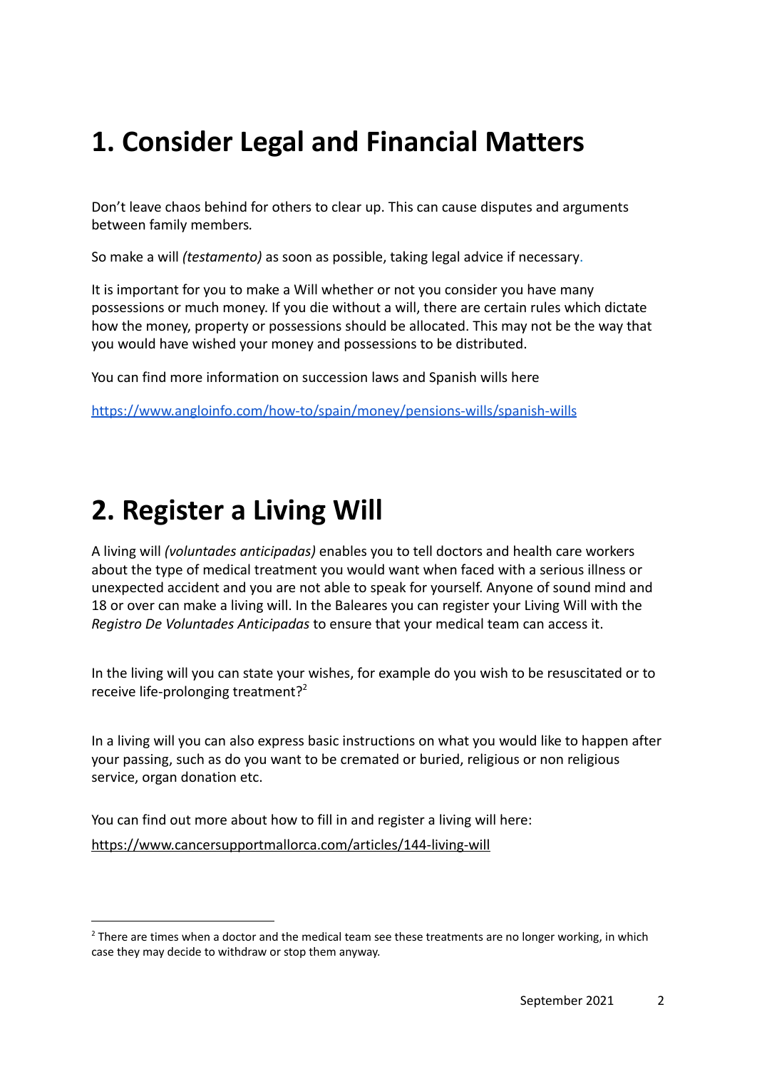# 1. Consider Legal and Financial Matters

Don't leave chaos behind for others to clear up. This can cause disputes and arguments between family members*.*

So make a will *(testamento)* as soon as possible, taking legal advice if necessary.

It is important for you to make a Will whether or not you consider you have many possessions or much money. If you die without a will, there are certain rules which dictate how the money, property or possessions should be allocated. This may not be the way that you would have wished your money and possessions to be distributed.

You can find more information on succession laws and Spanish wills here

https://www.angloinfo.com/how-to/spain/money/pensions-wills/spanish-wills

# 2. Register a Living Will

A living will *(voluntades anticipadas)* enables you to tell doctors and health care workers about the type of medical treatment you would want when faced with a serious illness or unexpected accident and you are not able to speak for yourself. Anyone of sound mind and 18 or over can make a living will. In the Baleares you can register your Living Will with the *Registro De Voluntades Anticipadas* to ensure that your medical team can access it.

In the living will you can state your wishes, for example do you wish to be resuscitated or to receive life-prolonging treatment?[2]

In a living will you can also express basic instructions on what you would like to happen after your passing, such as do you want to be cremated or buried, religious or non religious service, organ donation etc.

You can find out more about how to fill in and register a living will here:

https://www.cancersupportmallorca.com/articles/144-living-will

[2] There are times when a doctor and the medical team see these treatments are no longer working, in which case they may decide to withdraw or stop them anyway.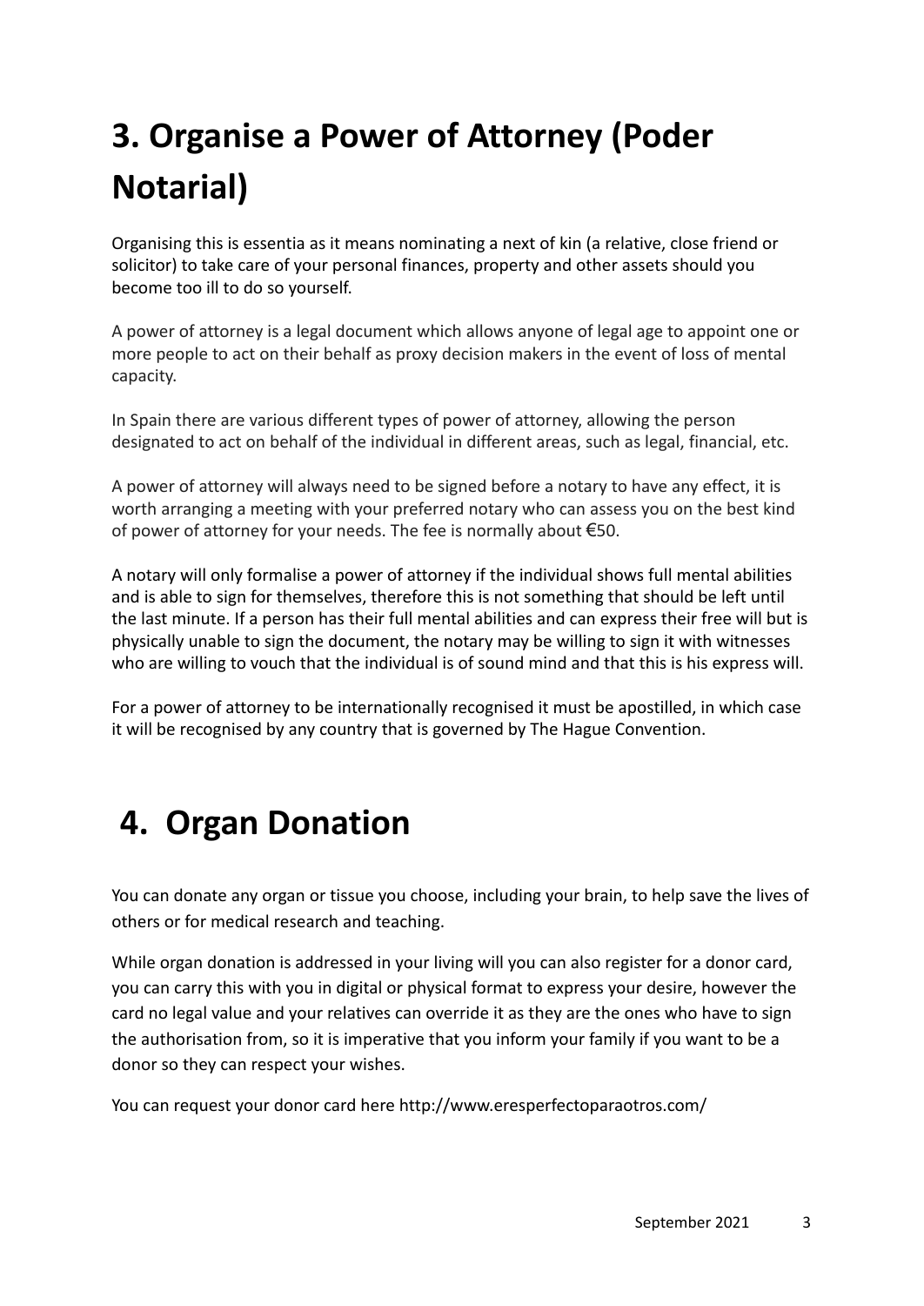# 3. Organise a Power of Attorney (Poder Notarial)

Organising this is essentia as it means nominating a next of kin (a relative, close friend or solicitor) to take care of your personal finances, property and other assets should you become too ill to do so yourself.

A power of attorney is a legal document which allows anyone of legal age to appoint one or more people to act on their behalf as proxy decision makers in the event of loss of mental capacity.

In Spain there are various different types of power of attorney, allowing the person designated to act on behalf of the individual in different areas, such as legal, financial, etc.

A power of attorney will always need to be signed before a notary to have any effect, it is worth arranging a meeting with your preferred notary who can assess you on the best kind of power of attorney for your needs. The fee is normally about €50.

A notary will only formalise a power of attorney if the individual shows full mental abilities and is able to sign for themselves, therefore this is not something that should be left until the last minute. If a person has their full mental abilities and can express their free will but is physically unable to sign the document, the notary may be willing to sign it with witnesses who are willing to vouch that the individual is of sound mind and that this is his express will.

For a power of attorney to be internationally recognised it must be apostilled, in which case it will be recognised by any country that is governed by The Hague Convention.

# 4. Organ Donation

You can donate any organ or tissue you choose, including your brain, to help save the lives of others or for medical research and teaching.

While organ donation is addressed in your living will you can also register for a donor card, you can carry this with you in digital or physical format to express your desire, however the card no legal value and your relatives can override it as they are the ones who have to sign the authorisation from, so it is imperative that you inform your family if you want to be a donor so they can respect your wishes.

You can request your donor card here http://www.eresperfectoparaotros.com/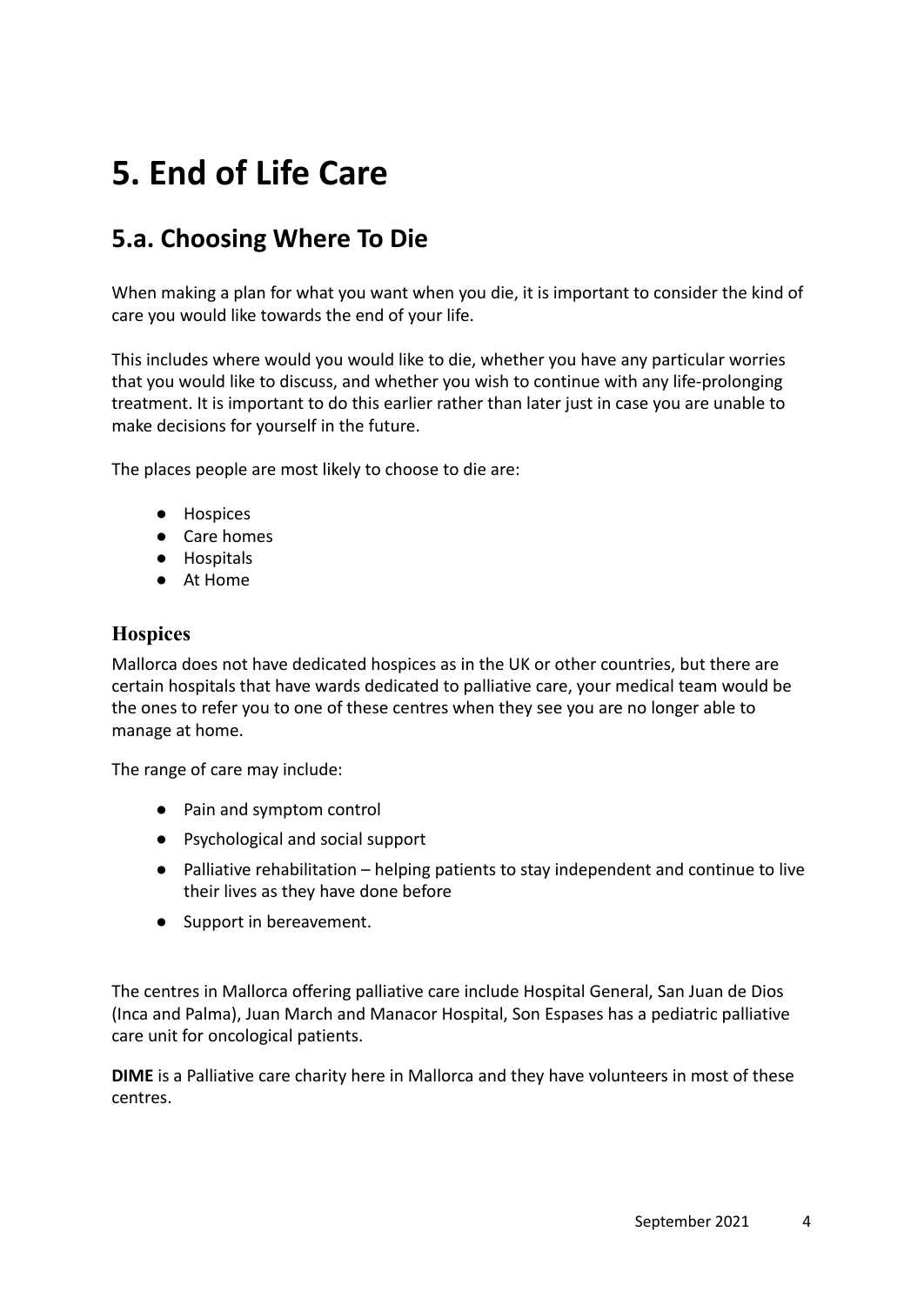# 5. End of Life Care

## 5.a. Choosing Where To Die

When making a plan for what you want when you die, it is important to consider the kind of care you would like towards the end of your life.

This includes where would you would like to die, whether you have any particular worries that you would like to discuss, and whether you wish to continue with any life-prolonging treatment. It is important to do this earlier rather than later just in case you are unable to make decisions for yourself in the future.

The places people are most likely to choose to die are:

- Hospices
- Care homes
- Hospitals
- At Home

### Hospices

Mallorca does not have dedicated hospices as in the UK or other countries, but there are certain hospitals that have wards dedicated to palliative care, your medical team would be the ones to refer you to one of these centres when they see you are no longer able to manage at home.

The range of care may include:

- Pain and symptom control
- Psychological and social support
- Palliative rehabilitation – helping patients to stay independent and continue to live their lives as they have done before
- Support in bereavement.

The centres in Mallorca offering palliative care include Hospital General, San Juan de Dios (Inca and Palma), Juan March and Manacor Hospital, Son Espases has a pediatric palliative care unit for oncological patients.

**DIME** is a Palliative care charity here in Mallorca and they have volunteers in most of these centres.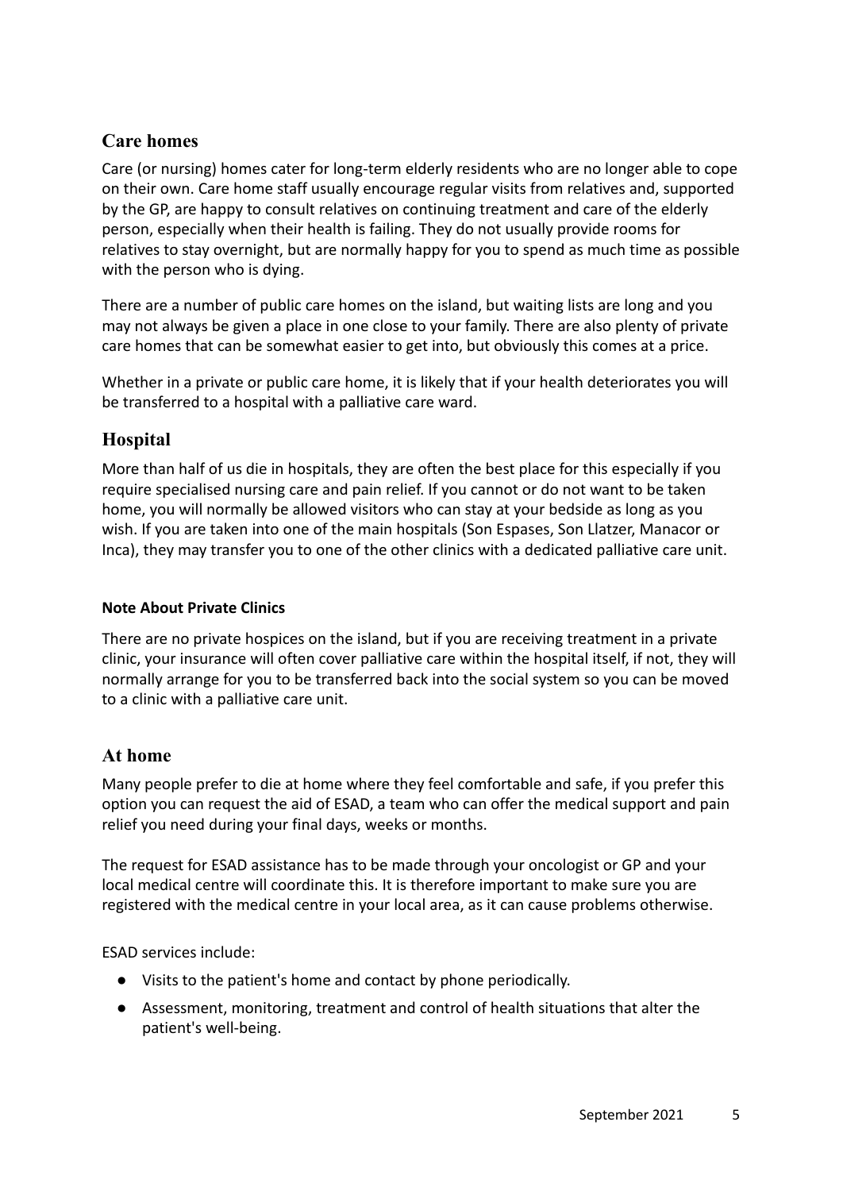## Care homes

Care (or nursing) homes cater for long-term elderly residents who are no longer able to cope on their own. Care home staff usually encourage regular visits from relatives and, supported by the GP, are happy to consult relatives on continuing treatment and care of the elderly person, especially when their health is failing. They do not usually provide rooms for relatives to stay overnight, but are normally happy for you to spend as much time as possible with the person who is dying.

There are a number of public care homes on the island, but waiting lists are long and you may not always be given a place in one close to your family. There are also plenty of private care homes that can be somewhat easier to get into, but obviously this comes at a price.

Whether in a private or public care home, it is likely that if your health deteriorates you will be transferred to a hospital with a palliative care ward.

## Hospital

More than half of us die in hospitals, they are often the best place for this especially if you require specialised nursing care and pain relief. If you cannot or do not want to be taken home, you will normally be allowed visitors who can stay at your bedside as long as you wish. If you are taken into one of the main hospitals (Son Espases, Son Llatzer, Manacor or Inca), they may transfer you to one of the other clinics with a dedicated palliative care unit.

#### Note About Private Clinics

There are no private hospices on the island, but if you are receiving treatment in a private clinic, your insurance will often cover palliative care within the hospital itself, if not, they will normally arrange for you to be transferred back into the social system so you can be moved to a clinic with a palliative care unit.

## At home

Many people prefer to die at home where they feel comfortable and safe, if you prefer this option you can request the aid of ESAD, a team who can offer the medical support and pain relief you need during your final days, weeks or months.

The request for ESAD assistance has to be made through your oncologist or GP and your local medical centre will coordinate this. It is therefore important to make sure you are registered with the medical centre in your local area, as it can cause problems otherwise.

ESAD services include:

- Visits to the patient's home and contact by phone periodically.
- Assessment, monitoring, treatment and control of health situations that alter the patient's well-being.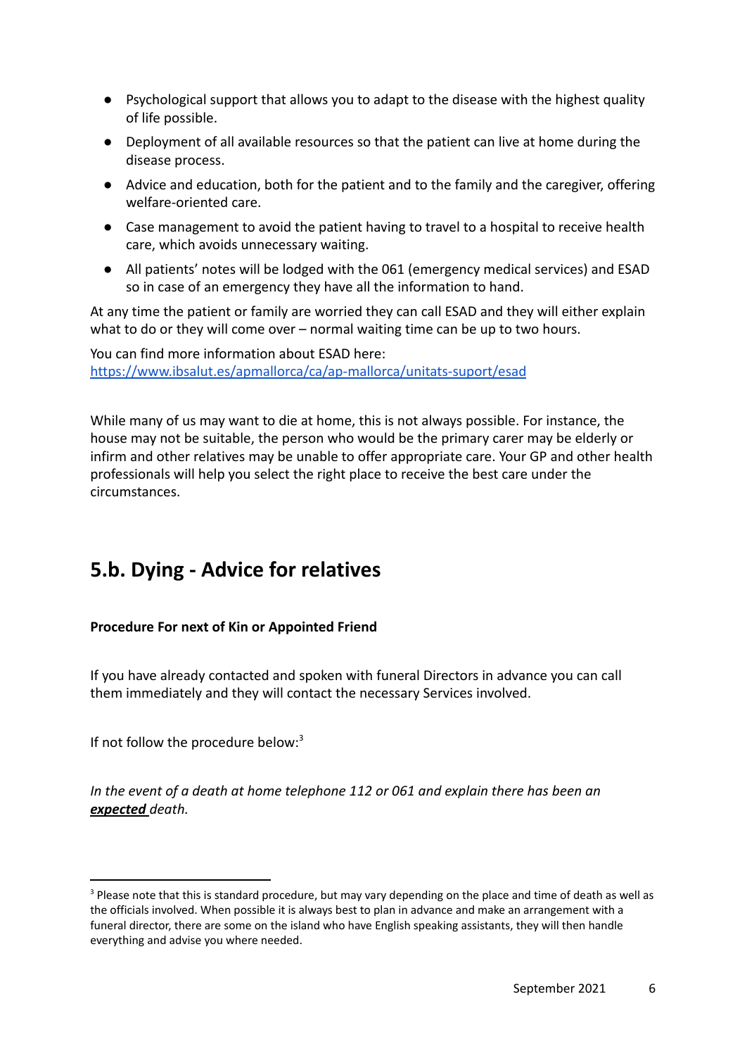- Psychological support that allows you to adapt to the disease with the highest quality of life possible.
- Deployment of all available resources so that the patient can live at home during the disease process.
- Advice and education, both for the patient and to the family and the caregiver, offering welfare-oriented care.
- Case management to avoid the patient having to travel to a hospital to receive health care, which avoids unnecessary waiting.
- All patients' notes will be lodged with the 061 (emergency medical services) and ESAD so in case of an emergency they have all the information to hand.

At any time the patient or family are worried they can call ESAD and they will either explain what to do or they will come over – normal waiting time can be up to two hours.

You can find more information about ESAD here: [https://www.ibsalut.es/apmallorca/ca/ap-mallorca/unitats-suport/esad](https://www.ibsalut.es/apmallorca/ca/ap-mallorca/unitats-suport/esad)

While many of us may want to die at home, this is not always possible. For instance, the house may not be suitable, the person who would be the primary carer may be elderly or infirm and other relatives may be unable to offer appropriate care. Your GP and other health professionals will help you select the right place to receive the best care under the circumstances.

## 5.b. Dying - Advice for relatives

**Procedure For next of Kin or Appointed Friend**

If you have already contacted and spoken with funeral Directors in advance you can call them immediately and they will contact the necessary Services involved.

If not follow the procedure below:[3]

*In the event of a death at home telephone 112 or 061 and explain there has been an* ***expected*** *death.*

---

[3] Please note that this is standard procedure, but may vary depending on the place and time of death as well as the officials involved. When possible it is always best to plan in advance and make an arrangement with a funeral director, there are some on the island who have English speaking assistants, they will then handle everything and advise you where needed.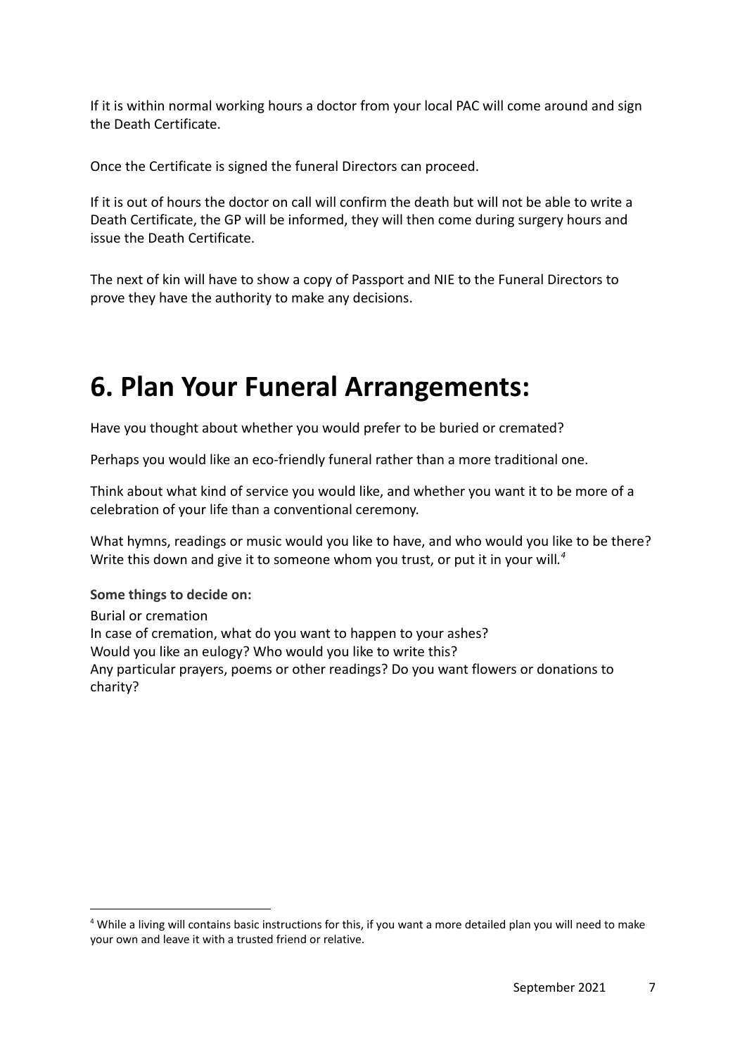If it is within normal working hours a doctor from your local PAC will come around and sign the Death Certificate.

Once the Certificate is signed the funeral Directors can proceed.

If it is out of hours the doctor on call will confirm the death but will not be able to write a Death Certificate, the GP will be informed, they will then come during surgery hours and issue the Death Certificate.

The next of kin will have to show a copy of Passport and NIE to the Funeral Directors to prove they have the authority to make any decisions.

# 6. Plan Your Funeral Arrangements:

Have you thought about whether you would prefer to be buried or cremated?

Perhaps you would like an eco-friendly funeral rather than a more traditional one.

Think about what kind of service you would like, and whether you want it to be more of a celebration of your life than a conventional ceremony.

What hymns, readings or music would you like to have, and who would you like to be there? Write this down and give it to someone whom you trust, or put it in your will.[4]

**Some things to decide on:**

Burial or cremation
In case of cremation, what do you want to happen to your ashes?
Would you like an eulogy? Who would you like to write this?
Any particular prayers, poems or other readings? Do you want flowers or donations to charity?

---

[4] While a living will contains basic instructions for this, if you want a more detailed plan you will need to make your own and leave it with a trusted friend or relative.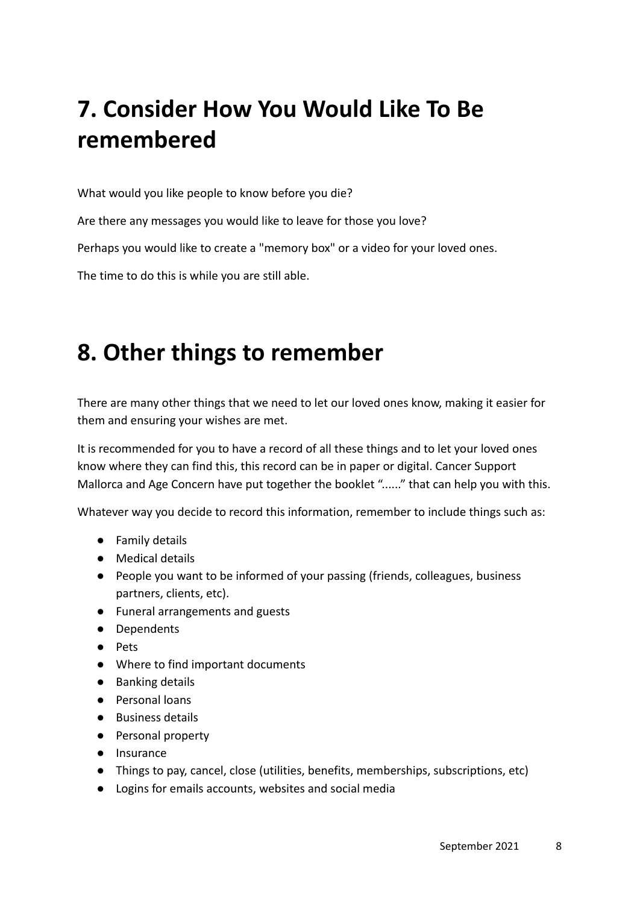## 7. Consider How You Would Like To Be remembered

What would you like people to know before you die?

Are there any messages you would like to leave for those you love?

Perhaps you would like to create a "memory box" or a video for your loved ones.

The time to do this is while you are still able.

## 8. Other things to remember

There are many other things that we need to let our loved ones know, making it easier for them and ensuring your wishes are met.

It is recommended for you to have a record of all these things and to let your loved ones know where they can find this, this record can be in paper or digital. Cancer Support Mallorca and Age Concern have put together the booklet “......” that can help you with this.

Whatever way you decide to record this information, remember to include things such as:

- Family details
- Medical details
- People you want to be informed of your passing (friends, colleagues, business partners, clients, etc).
- Funeral arrangements and guests
- Dependents
- Pets
- Where to find important documents
- Banking details
- Personal loans
- Business details
- Personal property
- Insurance
- Things to pay, cancel, close (utilities, benefits, memberships, subscriptions, etc)
- Logins for emails accounts, websites and social media

September 2021